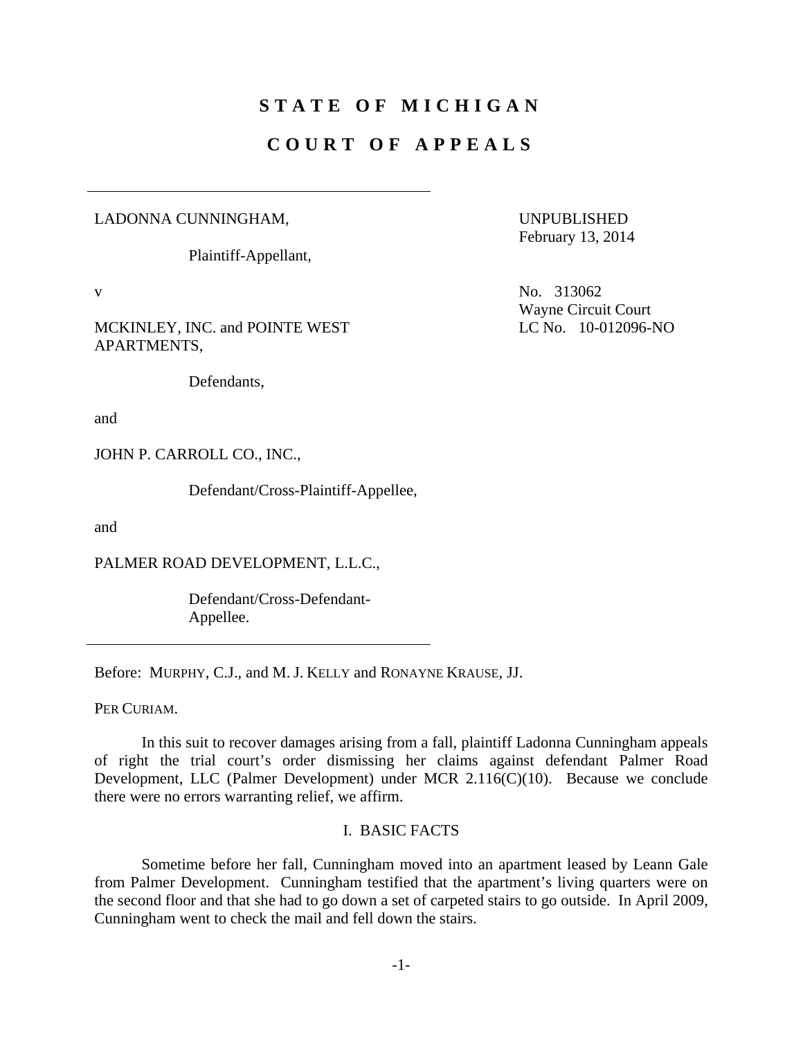# S T A T E  O F  M I C H I G A N

# C O U R T  O F  A P P E A L S

---

LADONNA CUNNINGHAM,

Plaintiff-Appellant,

v

MCKINLEY, INC. and POINTE WEST APARTMENTS,

Defendants,

and

JOHN P. CARROLL CO., INC.,

Defendant/Cross-Plaintiff-Appellee,

and

PALMER ROAD DEVELOPMENT, L.L.C.,

Defendant/Cross-Defendant-Appellee.

---

UNPUBLISHED
February 13, 2014

No. 313062
Wayne Circuit Court
LC No. 10-012096-NO

Before: MURPHY, C.J., and M. J. KELLY and RONAYNE KRAUSE, JJ.

PER CURIAM.

In this suit to recover damages arising from a fall, plaintiff Ladonna Cunningham appeals of right the trial court's order dismissing her claims against defendant Palmer Road Development, LLC (Palmer Development) under MCR 2.116(C)(10). Because we conclude there were no errors warranting relief, we affirm.

## I. BASIC FACTS

Sometime before her fall, Cunningham moved into an apartment leased by Leann Gale from Palmer Development. Cunningham testified that the apartment's living quarters were on the second floor and that she had to go down a set of carpeted stairs to go outside. In April 2009, Cunningham went to check the mail and fell down the stairs.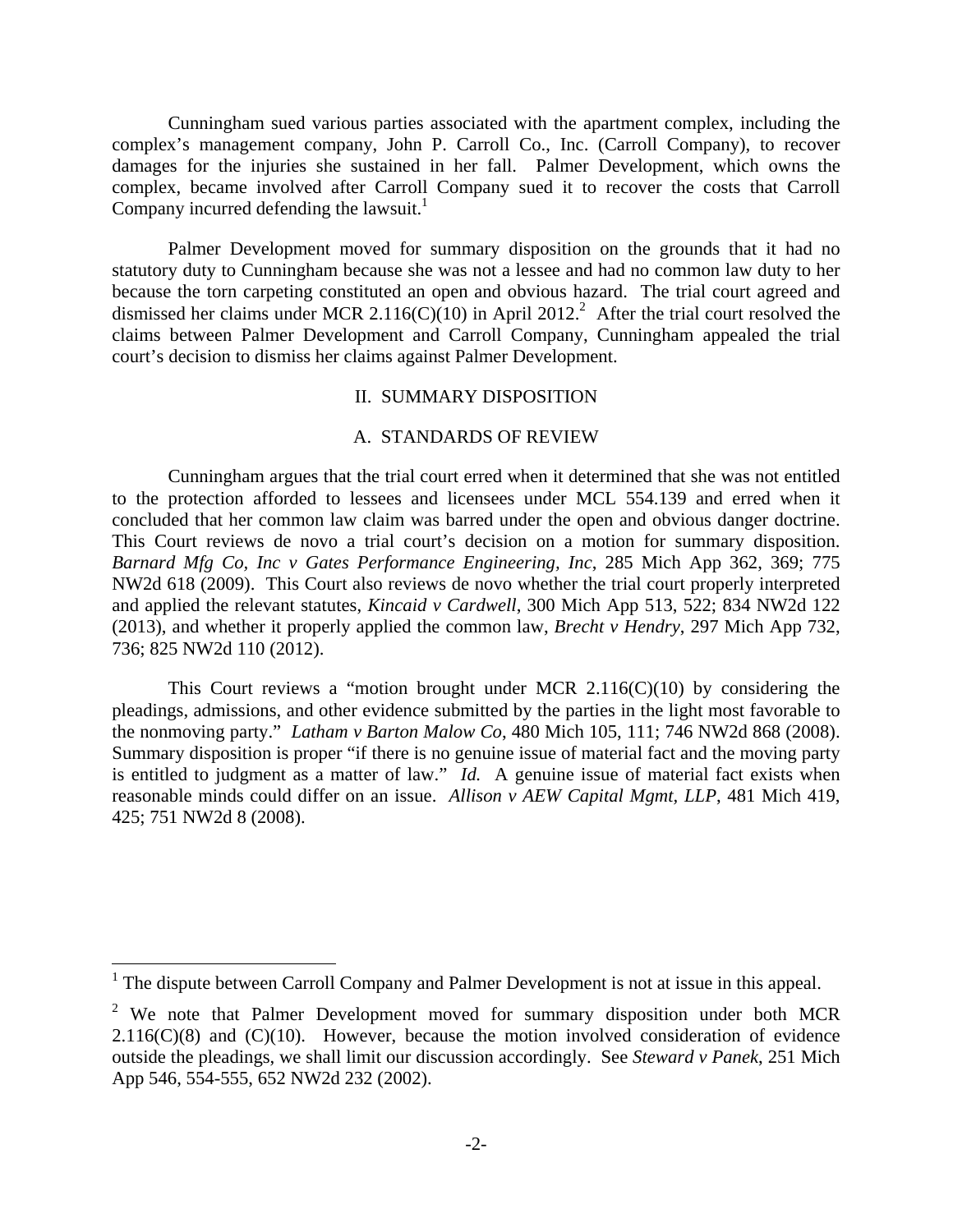Cunningham sued various parties associated with the apartment complex, including the complex's management company, John P. Carroll Co., Inc. (Carroll Company), to recover damages for the injuries she sustained in her fall. Palmer Development, which owns the complex, became involved after Carroll Company sued it to recover the costs that Carroll Company incurred defending the lawsuit.[1]

Palmer Development moved for summary disposition on the grounds that it had no statutory duty to Cunningham because she was not a lessee and had no common law duty to her because the torn carpeting constituted an open and obvious hazard. The trial court agreed and dismissed her claims under MCR 2.116(C)(10) in April 2012.[2] After the trial court resolved the claims between Palmer Development and Carroll Company, Cunningham appealed the trial court's decision to dismiss her claims against Palmer Development.

## II. SUMMARY DISPOSITION

### A. STANDARDS OF REVIEW

Cunningham argues that the trial court erred when it determined that she was not entitled to the protection afforded to lessees and licensees under MCL 554.139 and erred when it concluded that her common law claim was barred under the open and obvious danger doctrine. This Court reviews de novo a trial court's decision on a motion for summary disposition. *Barnard Mfg Co, Inc v Gates Performance Engineering, Inc*, 285 Mich App 362, 369; 775 NW2d 618 (2009). This Court also reviews de novo whether the trial court properly interpreted and applied the relevant statutes, *Kincaid v Cardwell*, 300 Mich App 513, 522; 834 NW2d 122 (2013), and whether it properly applied the common law, *Brecht v Hendry*, 297 Mich App 732, 736; 825 NW2d 110 (2012).

This Court reviews a "motion brought under MCR 2.116(C)(10) by considering the pleadings, admissions, and other evidence submitted by the parties in the light most favorable to the nonmoving party." *Latham v Barton Malow Co*, 480 Mich 105, 111; 746 NW2d 868 (2008). Summary disposition is proper "if there is no genuine issue of material fact and the moving party is entitled to judgment as a matter of law." *Id.* A genuine issue of material fact exists when reasonable minds could differ on an issue. *Allison v AEW Capital Mgmt, LLP*, 481 Mich 419, 425; 751 NW2d 8 (2008).

---

[1] The dispute between Carroll Company and Palmer Development is not at issue in this appeal.

[2] We note that Palmer Development moved for summary disposition under both MCR 2.116(C)(8) and (C)(10). However, because the motion involved consideration of evidence outside the pleadings, we shall limit our discussion accordingly. See *Steward v Panek*, 251 Mich App 546, 554-555, 652 NW2d 232 (2002).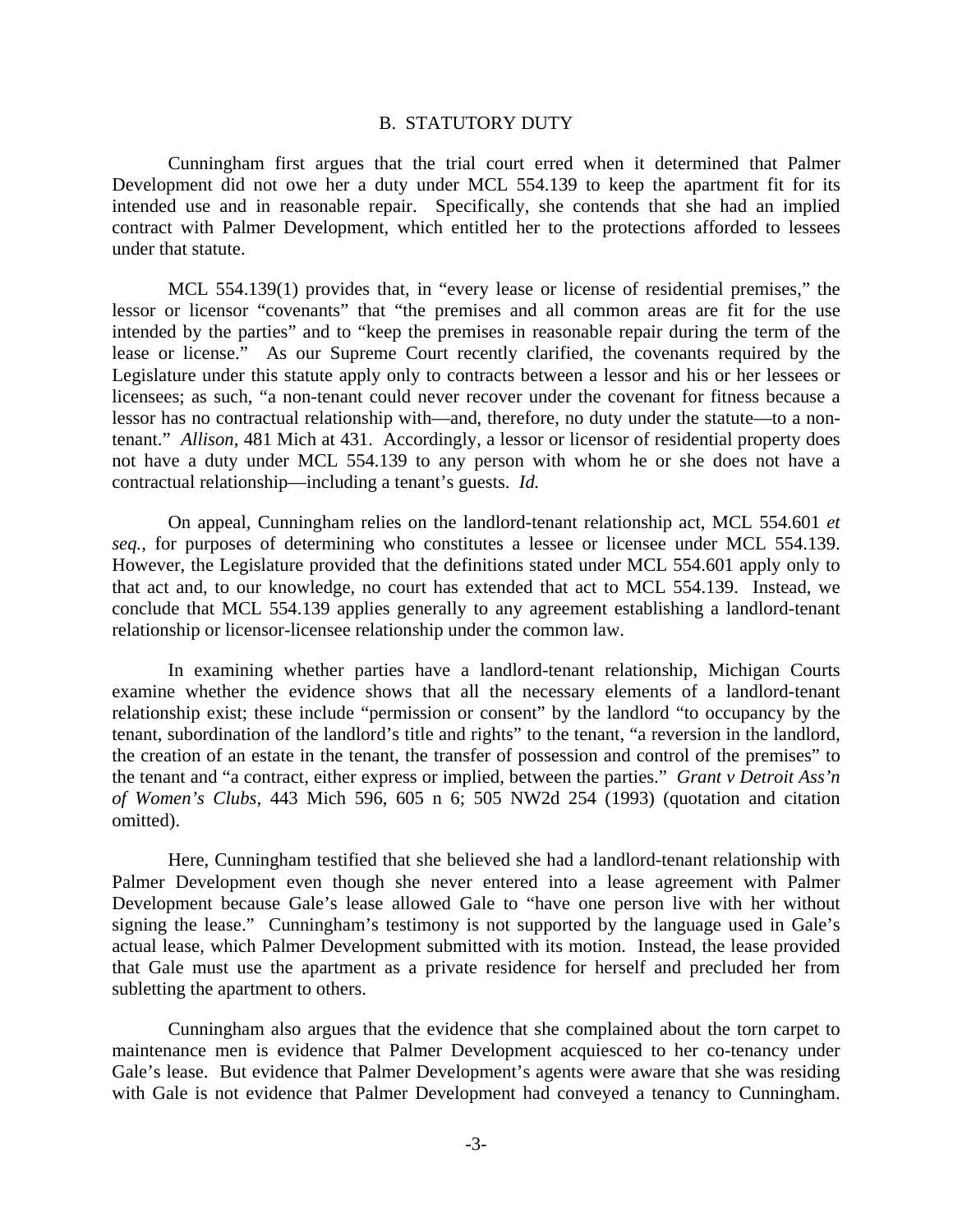## B. STATUTORY DUTY

Cunningham first argues that the trial court erred when it determined that Palmer Development did not owe her a duty under MCL 554.139 to keep the apartment fit for its intended use and in reasonable repair. Specifically, she contends that she had an implied contract with Palmer Development, which entitled her to the protections afforded to lessees under that statute.

MCL 554.139(1) provides that, in "every lease or license of residential premises," the lessor or licensor "covenants" that "the premises and all common areas are fit for the use intended by the parties" and to "keep the premises in reasonable repair during the term of the lease or license." As our Supreme Court recently clarified, the covenants required by the Legislature under this statute apply only to contracts between a lessor and his or her lessees or licensees; as such, "a non-tenant could never recover under the covenant for fitness because a lessor has no contractual relationship with—and, therefore, no duty under the statute—to a non-tenant." *Allison*, 481 Mich at 431. Accordingly, a lessor or licensor of residential property does not have a duty under MCL 554.139 to any person with whom he or she does not have a contractual relationship—including a tenant's guests. *Id.*

On appeal, Cunningham relies on the landlord-tenant relationship act, MCL 554.601 *et seq.*, for purposes of determining who constitutes a lessee or licensee under MCL 554.139. However, the Legislature provided that the definitions stated under MCL 554.601 apply only to that act and, to our knowledge, no court has extended that act to MCL 554.139. Instead, we conclude that MCL 554.139 applies generally to any agreement establishing a landlord-tenant relationship or licensor-licensee relationship under the common law.

In examining whether parties have a landlord-tenant relationship, Michigan Courts examine whether the evidence shows that all the necessary elements of a landlord-tenant relationship exist; these include "permission or consent" by the landlord "to occupancy by the tenant, subordination of the landlord's title and rights" to the tenant, "a reversion in the landlord, the creation of an estate in the tenant, the transfer of possession and control of the premises" to the tenant and "a contract, either express or implied, between the parties." *Grant v Detroit Ass'n of Women's Clubs*, 443 Mich 596, 605 n 6; 505 NW2d 254 (1993) (quotation and citation omitted).

Here, Cunningham testified that she believed she had a landlord-tenant relationship with Palmer Development even though she never entered into a lease agreement with Palmer Development because Gale's lease allowed Gale to "have one person live with her without signing the lease." Cunningham's testimony is not supported by the language used in Gale's actual lease, which Palmer Development submitted with its motion. Instead, the lease provided that Gale must use the apartment as a private residence for herself and precluded her from subletting the apartment to others.

Cunningham also argues that the evidence that she complained about the torn carpet to maintenance men is evidence that Palmer Development acquiesced to her co-tenancy under Gale's lease. But evidence that Palmer Development's agents were aware that she was residing with Gale is not evidence that Palmer Development had conveyed a tenancy to Cunningham.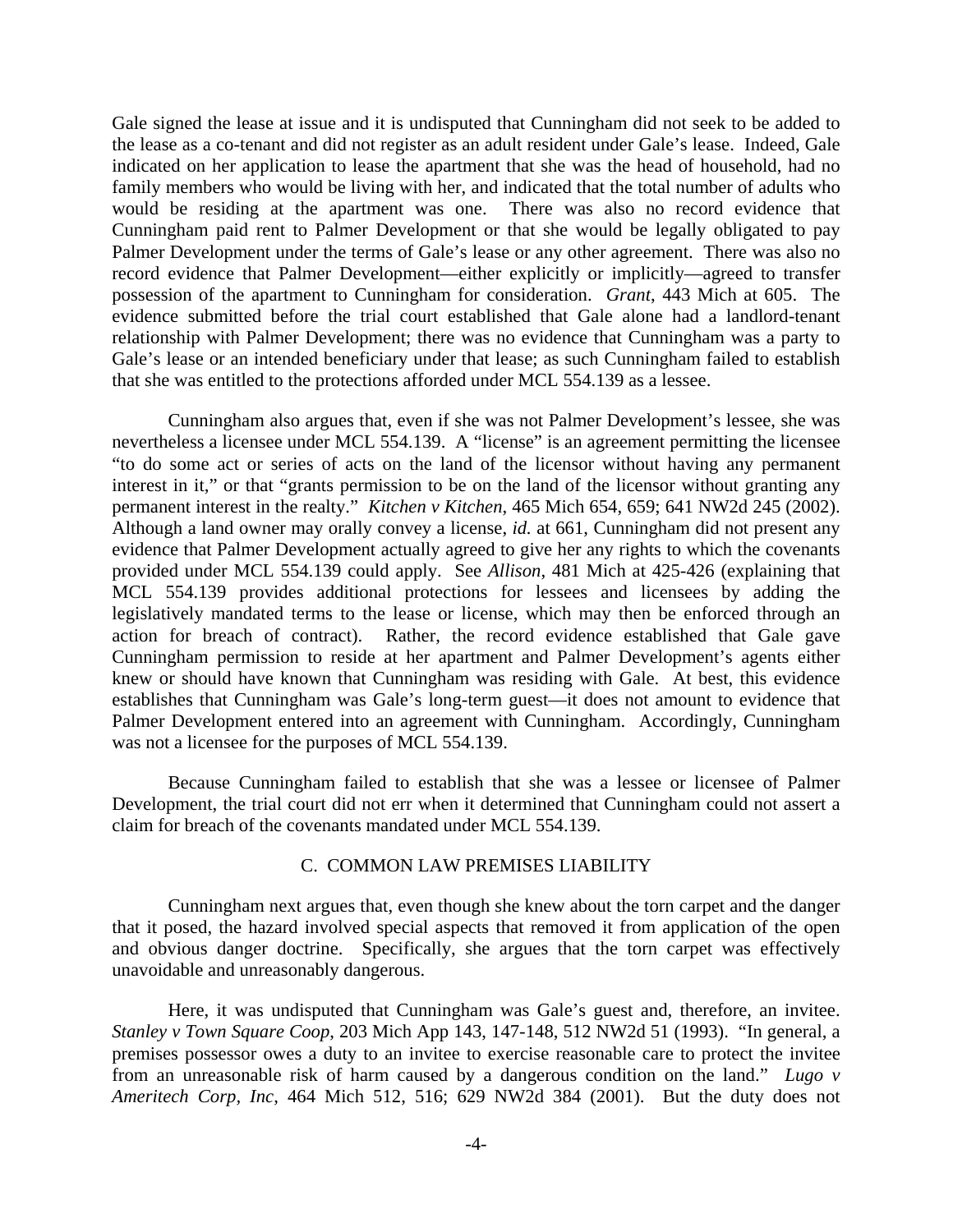Gale signed the lease at issue and it is undisputed that Cunningham did not seek to be added to the lease as a co-tenant and did not register as an adult resident under Gale's lease. Indeed, Gale indicated on her application to lease the apartment that she was the head of household, had no family members who would be living with her, and indicated that the total number of adults who would be residing at the apartment was one. There was also no record evidence that Cunningham paid rent to Palmer Development or that she would be legally obligated to pay Palmer Development under the terms of Gale's lease or any other agreement. There was also no record evidence that Palmer Development—either explicitly or implicitly—agreed to transfer possession of the apartment to Cunningham for consideration. *Grant*, 443 Mich at 605. The evidence submitted before the trial court established that Gale alone had a landlord-tenant relationship with Palmer Development; there was no evidence that Cunningham was a party to Gale's lease or an intended beneficiary under that lease; as such Cunningham failed to establish that she was entitled to the protections afforded under MCL 554.139 as a lessee.

Cunningham also argues that, even if she was not Palmer Development's lessee, she was nevertheless a licensee under MCL 554.139. A "license" is an agreement permitting the licensee "to do some act or series of acts on the land of the licensor without having any permanent interest in it," or that "grants permission to be on the land of the licensor without granting any permanent interest in the realty." *Kitchen v Kitchen*, 465 Mich 654, 659; 641 NW2d 245 (2002). Although a land owner may orally convey a license, *id.* at 661, Cunningham did not present any evidence that Palmer Development actually agreed to give her any rights to which the covenants provided under MCL 554.139 could apply. See *Allison*, 481 Mich at 425-426 (explaining that MCL 554.139 provides additional protections for lessees and licensees by adding the legislatively mandated terms to the lease or license, which may then be enforced through an action for breach of contract). Rather, the record evidence established that Gale gave Cunningham permission to reside at her apartment and Palmer Development's agents either knew or should have known that Cunningham was residing with Gale. At best, this evidence establishes that Cunningham was Gale's long-term guest—it does not amount to evidence that Palmer Development entered into an agreement with Cunningham. Accordingly, Cunningham was not a licensee for the purposes of MCL 554.139.

Because Cunningham failed to establish that she was a lessee or licensee of Palmer Development, the trial court did not err when it determined that Cunningham could not assert a claim for breach of the covenants mandated under MCL 554.139.

### C. COMMON LAW PREMISES LIABILITY

Cunningham next argues that, even though she knew about the torn carpet and the danger that it posed, the hazard involved special aspects that removed it from application of the open and obvious danger doctrine. Specifically, she argues that the torn carpet was effectively unavoidable and unreasonably dangerous.

Here, it was undisputed that Cunningham was Gale's guest and, therefore, an invitee. *Stanley v Town Square Coop*, 203 Mich App 143, 147-148, 512 NW2d 51 (1993). "In general, a premises possessor owes a duty to an invitee to exercise reasonable care to protect the invitee from an unreasonable risk of harm caused by a dangerous condition on the land." *Lugo v Ameritech Corp, Inc*, 464 Mich 512, 516; 629 NW2d 384 (2001). But the duty does not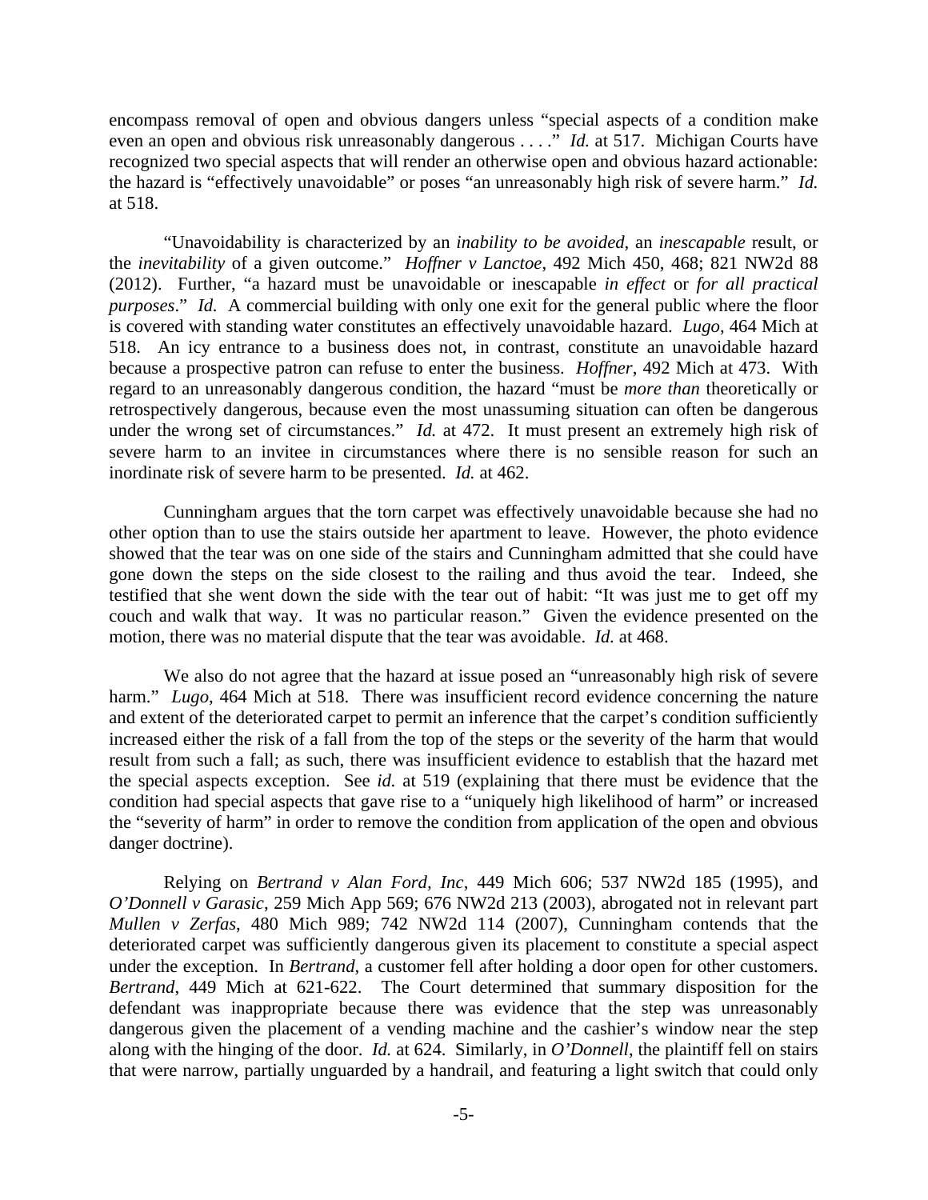encompass removal of open and obvious dangers unless "special aspects of a condition make even an open and obvious risk unreasonably dangerous . . . ." *Id.* at 517. Michigan Courts have recognized two special aspects that will render an otherwise open and obvious hazard actionable: the hazard is "effectively unavoidable" or poses "an unreasonably high risk of severe harm." *Id.* at 518.

"Unavoidability is characterized by an *inability to be avoided*, an *inescapable* result, or the *inevitability* of a given outcome." *Hoffner v Lanctoe*, 492 Mich 450, 468; 821 NW2d 88 (2012). Further, "a hazard must be unavoidable or inescapable *in effect* or *for all practical purposes*." *Id.* A commercial building with only one exit for the general public where the floor is covered with standing water constitutes an effectively unavoidable hazard. *Lugo*, 464 Mich at 518. An icy entrance to a business does not, in contrast, constitute an unavoidable hazard because a prospective patron can refuse to enter the business. *Hoffner*, 492 Mich at 473. With regard to an unreasonably dangerous condition, the hazard "must be *more than* theoretically or retrospectively dangerous, because even the most unassuming situation can often be dangerous under the wrong set of circumstances." *Id.* at 472. It must present an extremely high risk of severe harm to an invitee in circumstances where there is no sensible reason for such an inordinate risk of severe harm to be presented. *Id.* at 462.

Cunningham argues that the torn carpet was effectively unavoidable because she had no other option than to use the stairs outside her apartment to leave. However, the photo evidence showed that the tear was on one side of the stairs and Cunningham admitted that she could have gone down the steps on the side closest to the railing and thus avoid the tear. Indeed, she testified that she went down the side with the tear out of habit: "It was just me to get off my couch and walk that way. It was no particular reason." Given the evidence presented on the motion, there was no material dispute that the tear was avoidable. *Id.* at 468.

We also do not agree that the hazard at issue posed an "unreasonably high risk of severe harm." *Lugo*, 464 Mich at 518. There was insufficient record evidence concerning the nature and extent of the deteriorated carpet to permit an inference that the carpet's condition sufficiently increased either the risk of a fall from the top of the steps or the severity of the harm that would result from such a fall; as such, there was insufficient evidence to establish that the hazard met the special aspects exception. See *id.* at 519 (explaining that there must be evidence that the condition had special aspects that gave rise to a "uniquely high likelihood of harm" or increased the "severity of harm" in order to remove the condition from application of the open and obvious danger doctrine).

Relying on *Bertrand v Alan Ford, Inc*, 449 Mich 606; 537 NW2d 185 (1995), and *O'Donnell v Garasic*, 259 Mich App 569; 676 NW2d 213 (2003), abrogated not in relevant part *Mullen v Zerfas*, 480 Mich 989; 742 NW2d 114 (2007), Cunningham contends that the deteriorated carpet was sufficiently dangerous given its placement to constitute a special aspect under the exception. In *Bertrand*, a customer fell after holding a door open for other customers. *Bertrand*, 449 Mich at 621-622. The Court determined that summary disposition for the defendant was inappropriate because there was evidence that the step was unreasonably dangerous given the placement of a vending machine and the cashier's window near the step along with the hinging of the door. *Id.* at 624. Similarly, in *O'Donnell*, the plaintiff fell on stairs that were narrow, partially unguarded by a handrail, and featuring a light switch that could only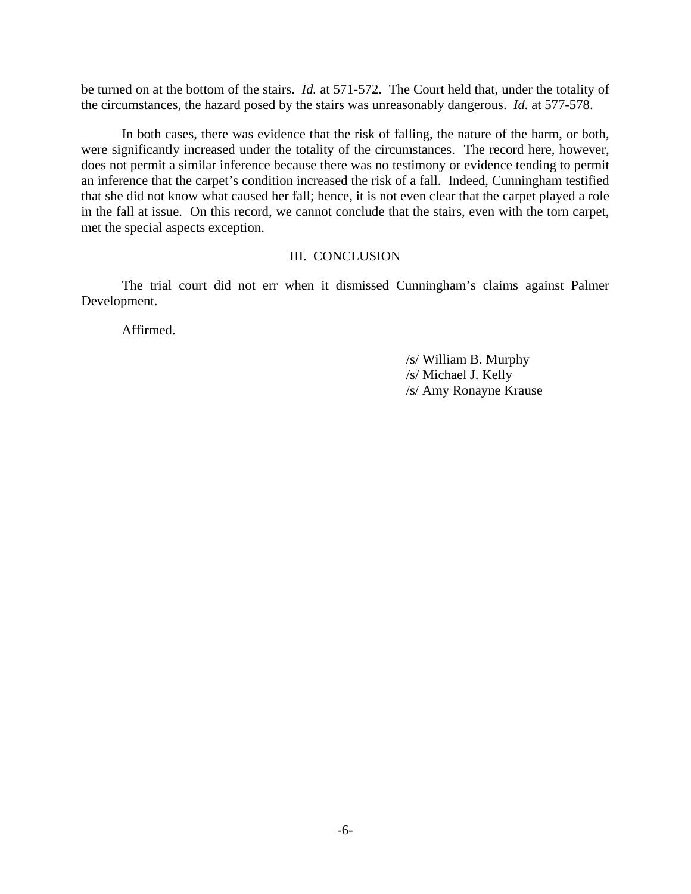be turned on at the bottom of the stairs. *Id.* at 571-572. The Court held that, under the totality of the circumstances, the hazard posed by the stairs was unreasonably dangerous. *Id.* at 577-578.

In both cases, there was evidence that the risk of falling, the nature of the harm, or both, were significantly increased under the totality of the circumstances. The record here, however, does not permit a similar inference because there was no testimony or evidence tending to permit an inference that the carpet's condition increased the risk of a fall. Indeed, Cunningham testified that she did not know what caused her fall; hence, it is not even clear that the carpet played a role in the fall at issue. On this record, we cannot conclude that the stairs, even with the torn carpet, met the special aspects exception.

## III. CONCLUSION

The trial court did not err when it dismissed Cunningham's claims against Palmer Development.

Affirmed.

/s/ William B. Murphy
/s/ Michael J. Kelly
/s/ Amy Ronayne Krause